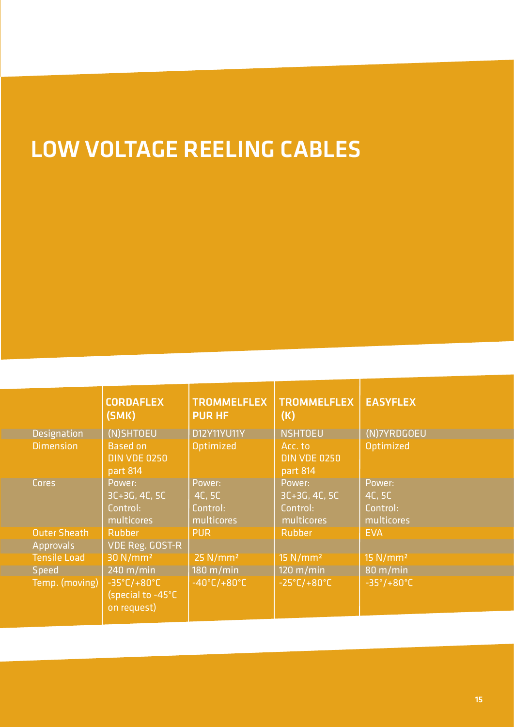# LOW VOLTAGE REELING CABLES

| | CORDAFLEX (SMK) | TROMMELFLEX PUR HF | TROMMELFLEX (K) | EASYFLEX |
|---|---|---|---|---|
| Designation | (N)SHTOEU | D12Y11YU11Y | NSHTOEU | (N)7YRDGOEU |
| Dimension | Based on DIN VDE 0250 part 814 | Optimized | Acc. to DIN VDE 0250 part 814 | Optimized |
| Cores | Power: 3C+3G, 4C, 5C Control: multicores | Power: 4C, 5C Control: multicores | Power: 3C+3G, 4C, 5C Control: multicores | Power: 4C, 5C Control: multicores |
| Outer Sheath | Rubber | PUR | Rubber | EVA |
| Approvals | VDE Reg. GOST-R | | | |
| Tensile Load | 30 N/mm² | 25 N/mm² | 15 N/mm² | 15 N/mm² |
| Speed | 240 m/min | 180 m/min | 120 m/min | 80 m/min |
| Temp. (moving) | -35°C/+80°C (special to -45°C on request) | -40°C/+80°C | -25°C/+80°C | -35°/+80°C |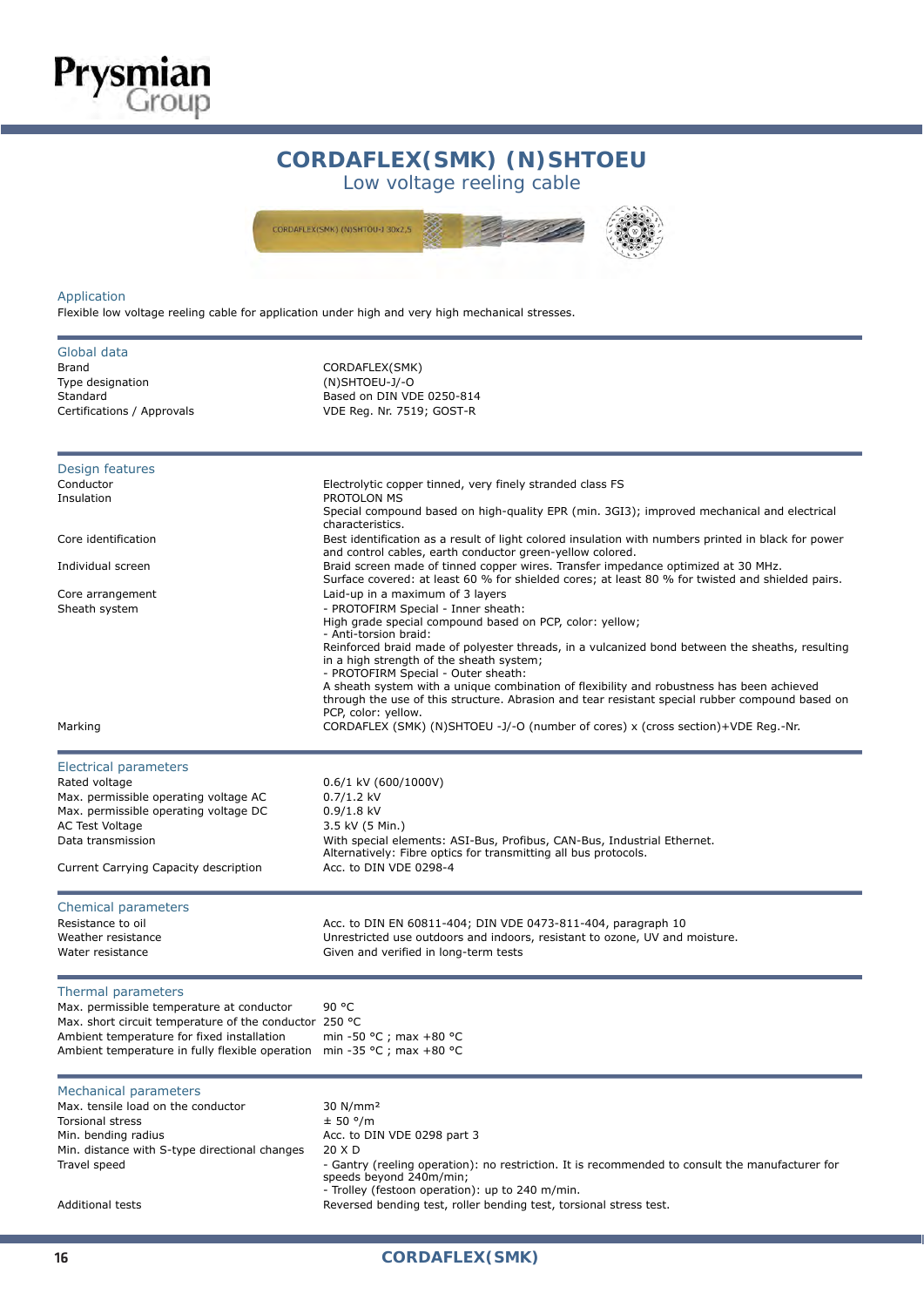# CORDAFLEX(SMK) (N)SHTOEU

## Low voltage reeling cable

### Application

Flexible low voltage reeling cable for application under high and very high mechanical stresses.

### Global data

| | |
|---|---|
| Brand | CORDAFLEX(SMK) |
| Type designation | (N)SHTOEU-J/-O |
| Standard | Based on DIN VDE 0250-814 |
| Certifications / Approvals | VDE Reg. Nr. 7519; GOST-R |

### Design features

| | |
|---|---|
| Conductor | Electrolytic copper tinned, very finely stranded class FS |
| Insulation | PROTOLON MS<br>Special compound based on high-quality EPR (min. 3GI3); improved mechanical and electrical characteristics. |
| Core identification | Best identification as a result of light colored insulation with numbers printed in black for power and control cables, earth conductor green-yellow colored. |
| Individual screen | Braid screen made of tinned copper wires. Transfer impedance optimized at 30 MHz.<br>Surface covered: at least 60 % for shielded cores; at least 80 % for twisted and shielded pairs. |
| Core arrangement | Laid-up in a maximum of 3 layers |
| Sheath system | - PROTOFIRM Special - Inner sheath:<br>High grade special compound based on PCP, color: yellow;<br>- Anti-torsion braid:<br>Reinforced braid made of polyester threads, in a vulcanized bond between the sheaths, resulting in a high strength of the sheath system;<br>- PROTOFIRM Special - Outer sheath:<br>A sheath system with a unique combination of flexibility and robustness has been achieved through the use of this structure. Abrasion and tear resistant special rubber compound based on PCP, color: yellow. |
| Marking | CORDAFLEX (SMK) (N)SHTOEU -J/-O (number of cores) x (cross section)+VDE Reg.-Nr. |

### Electrical parameters

| | |
|---|---|
| Rated voltage | 0.6/1 kV (600/1000V) |
| Max. permissible operating voltage AC | 0.7/1.2 kV |
| Max. permissible operating voltage DC | 0.9/1.8 kV |
| AC Test Voltage | 3.5 kV (5 Min.) |
| Data transmission | With special elements: ASI-Bus, Profibus, CAN-Bus, Industrial Ethernet.<br>Alternatively: Fibre optics for transmitting all bus protocols. |
| Current Carrying Capacity description | Acc. to DIN VDE 0298-4 |

### Chemical parameters

| | |
|---|---|
| Resistance to oil | Acc. to DIN EN 60811-404; DIN VDE 0473-811-404, paragraph 10 |
| Weather resistance | Unrestricted use outdoors and indoors, resistant to ozone, UV and moisture. |
| Water resistance | Given and verified in long-term tests |

### Thermal parameters

| | |
|---|---|
| Max. permissible temperature at conductor | 90 °C |
| Max. short circuit temperature of the conductor | 250 °C |
| Ambient temperature for fixed installation | min -50 °C ; max +80 °C |
| Ambient temperature in fully flexible operation | min -35 °C ; max +80 °C |

### Mechanical parameters

| | |
|---|---|
| Max. tensile load on the conductor | 30 N/mm² |
| Torsional stress | ± 50 °/m |
| Min. bending radius | Acc. to DIN VDE 0298 part 3 |
| Min. distance with S-type directional changes | 20 X D |
| Travel speed | - Gantry (reeling operation): no restriction. It is recommended to consult the manufacturer for speeds beyond 240m/min;<br>- Trolley (festoon operation): up to 240 m/min. |
| Additional tests | Reversed bending test, roller bending test, torsional stress test. |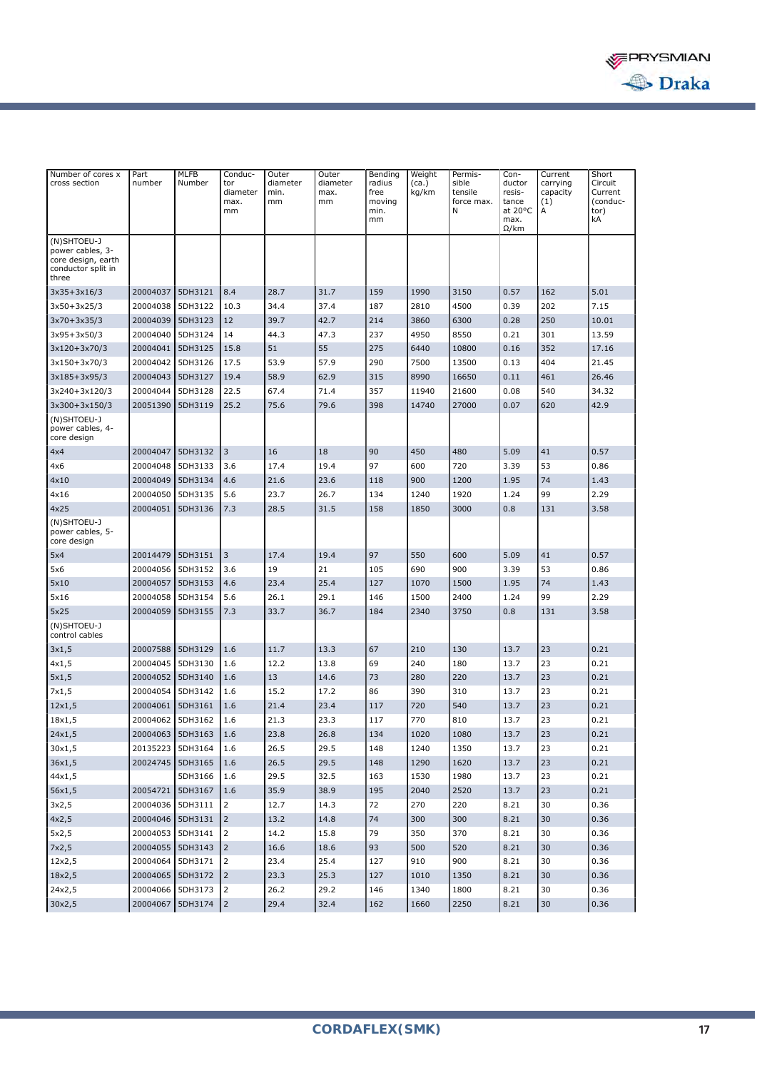| Number of cores x cross section | Part number | MLFB Number | Conductor diameter max. mm | Outer diameter min. mm | Outer diameter max. mm | Bending radius free moving min. mm | Weight (ca.) kg/km | Permissible tensile force max. N | Conductor resistance at 20°C max. Ω/km | Current carrying capacity (1) A | Short Circuit Current (conductor) kA |
|---|---|---|---|---|---|---|---|---|---|---|---|
| (N)SHTOEU-J power cables, 3-core design, earth conductor split in three | | | | | | | | | | | |
| 3x35+3x16/3 | 20004037 | 5DH3121 | 8.4 | 28.7 | 31.7 | 159 | 1990 | 3150 | 0.57 | 162 | 5.01 |
| 3x50+3x25/3 | 20004038 | 5DH3122 | 10.3 | 34.4 | 37.4 | 187 | 2810 | 4500 | 0.39 | 202 | 7.15 |
| 3x70+3x35/3 | 20004039 | 5DH3123 | 12 | 39.7 | 42.7 | 214 | 3860 | 6300 | 0.28 | 250 | 10.01 |
| 3x95+3x50/3 | 20004040 | 5DH3124 | 14 | 44.3 | 47.3 | 237 | 4950 | 8550 | 0.21 | 301 | 13.59 |
| 3x120+3x70/3 | 20004041 | 5DH3125 | 15.8 | 51 | 55 | 275 | 6440 | 10800 | 0.16 | 352 | 17.16 |
| 3x150+3x70/3 | 20004042 | 5DH3126 | 17.5 | 53.9 | 57.9 | 290 | 7500 | 13500 | 0.13 | 404 | 21.45 |
| 3x185+3x95/3 | 20004043 | 5DH3127 | 19.4 | 58.9 | 62.9 | 315 | 8990 | 16650 | 0.11 | 461 | 26.46 |
| 3x240+3x120/3 | 20004044 | 5DH3128 | 22.5 | 67.4 | 71.4 | 357 | 11940 | 21600 | 0.08 | 540 | 34.32 |
| 3x300+3x150/3 | 20051390 | 5DH3119 | 25.2 | 75.6 | 79.6 | 398 | 14740 | 27000 | 0.07 | 620 | 42.9 |
| (N)SHTOEU-J power cables, 4-core design | | | | | | | | | | | |
| 4x4 | 20004047 | 5DH3132 | 3 | 16 | 18 | 90 | 450 | 480 | 5.09 | 41 | 0.57 |
| 4x6 | 20004048 | 5DH3133 | 3.6 | 17.4 | 19.4 | 97 | 600 | 720 | 3.39 | 53 | 0.86 |
| 4x10 | 20004049 | 5DH3134 | 4.6 | 21.6 | 23.6 | 118 | 900 | 1200 | 1.95 | 74 | 1.43 |
| 4x16 | 20004050 | 5DH3135 | 5.6 | 23.7 | 26.7 | 134 | 1240 | 1920 | 1.24 | 99 | 2.29 |
| 4x25 | 20004051 | 5DH3136 | 7.3 | 28.5 | 31.5 | 158 | 1850 | 3000 | 0.8 | 131 | 3.58 |
| (N)SHTOEU-J power cables, 5-core design | | | | | | | | | | | |
| 5x4 | 20014479 | 5DH3151 | 3 | 17.4 | 19.4 | 97 | 550 | 600 | 5.09 | 41 | 0.57 |
| 5x6 | 20004056 | 5DH3152 | 3.6 | 19 | 21 | 105 | 690 | 900 | 3.39 | 53 | 0.86 |
| 5x10 | 20004057 | 5DH3153 | 4.6 | 23.4 | 25.4 | 127 | 1070 | 1500 | 1.95 | 74 | 1.43 |
| 5x16 | 20004058 | 5DH3154 | 5.6 | 26.1 | 29.1 | 146 | 1500 | 2400 | 1.24 | 99 | 2.29 |
| 5x25 | 20004059 | 5DH3155 | 7.3 | 33.7 | 36.7 | 184 | 2340 | 3750 | 0.8 | 131 | 3.58 |
| (N)SHTOEU-J control cables | | | | | | | | | | | |
| 3x1,5 | 20007588 | 5DH3129 | 1.6 | 11.7 | 13.3 | 67 | 210 | 130 | 13.7 | 23 | 0.21 |
| 4x1,5 | 20004045 | 5DH3130 | 1.6 | 12.2 | 13.8 | 69 | 240 | 180 | 13.7 | 23 | 0.21 |
| 5x1,5 | 20004052 | 5DH3140 | 1.6 | 13 | 14.6 | 73 | 280 | 220 | 13.7 | 23 | 0.21 |
| 7x1,5 | 20004054 | 5DH3142 | 1.6 | 15.2 | 17.2 | 86 | 390 | 310 | 13.7 | 23 | 0.21 |
| 12x1,5 | 20004061 | 5DH3161 | 1.6 | 21.4 | 23.4 | 117 | 720 | 540 | 13.7 | 23 | 0.21 |
| 18x1,5 | 20004062 | 5DH3162 | 1.6 | 21.3 | 23.3 | 117 | 770 | 810 | 13.7 | 23 | 0.21 |
| 24x1,5 | 20004063 | 5DH3163 | 1.6 | 23.8 | 26.8 | 134 | 1020 | 1080 | 13.7 | 23 | 0.21 |
| 30x1,5 | 20135223 | 5DH3164 | 1.6 | 26.5 | 29.5 | 148 | 1240 | 1350 | 13.7 | 23 | 0.21 |
| 36x1,5 | 20024745 | 5DH3165 | 1.6 | 26.5 | 29.5 | 148 | 1290 | 1620 | 13.7 | 23 | 0.21 |
| 44x1,5 | | 5DH3166 | 1.6 | 29.5 | 32.5 | 163 | 1530 | 1980 | 13.7 | 23 | 0.21 |
| 56x1,5 | 20054721 | 5DH3167 | 1.6 | 35.9 | 38.9 | 195 | 2040 | 2520 | 13.7 | 23 | 0.21 |
| 3x2,5 | 20004036 | 5DH3111 | 2 | 12.7 | 14.3 | 72 | 270 | 220 | 8.21 | 30 | 0.36 |
| 4x2,5 | 20004046 | 5DH3131 | 2 | 13.2 | 14.8 | 74 | 300 | 300 | 8.21 | 30 | 0.36 |
| 5x2,5 | 20004053 | 5DH3141 | 2 | 14.2 | 15.8 | 79 | 350 | 370 | 8.21 | 30 | 0.36 |
| 7x2,5 | 20004055 | 5DH3143 | 2 | 16.6 | 18.6 | 93 | 500 | 520 | 8.21 | 30 | 0.36 |
| 12x2,5 | 20004064 | 5DH3171 | 2 | 23.4 | 25.4 | 127 | 910 | 900 | 8.21 | 30 | 0.36 |
| 18x2,5 | 20004065 | 5DH3172 | 2 | 23.3 | 25.3 | 127 | 1010 | 1350 | 8.21 | 30 | 0.36 |
| 24x2,5 | 20004066 | 5DH3173 | 2 | 26.2 | 29.2 | 146 | 1340 | 1800 | 8.21 | 30 | 0.36 |
| 30x2,5 | 20004067 | 5DH3174 | 2 | 29.4 | 32.4 | 162 | 1660 | 2250 | 8.21 | 30 | 0.36 |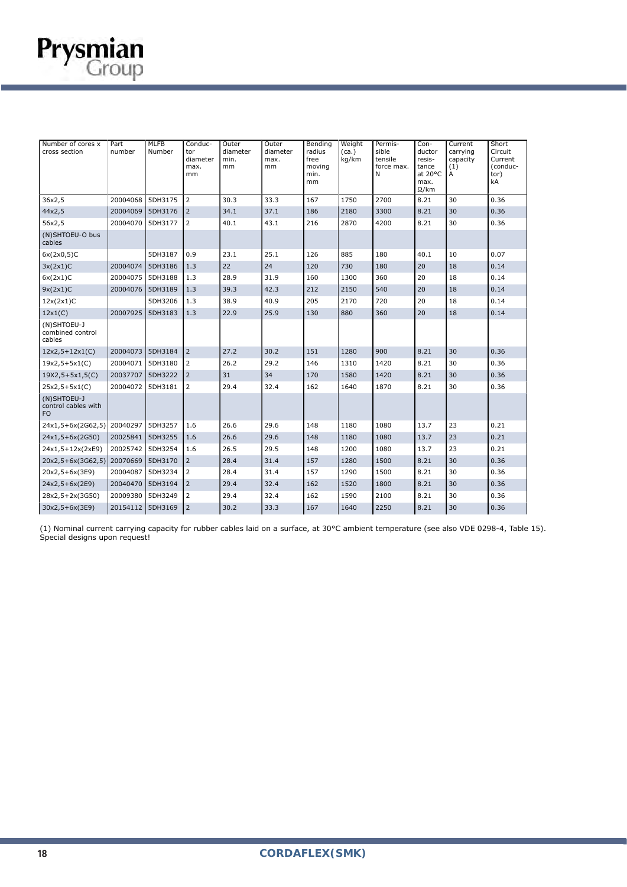| Number of cores x cross section | Part number | MLFB Number | Conductor diameter max. mm | Outer diameter min. mm | Outer diameter max. mm | Bending radius free moving min. mm | Weight (ca.) kg/km | Permissible tensile force max. N | Conductor resistance at 20°C max. Ω/km | Current carrying capacity (1) A | Short Circuit Current (conductor) kA |
|---|---|---|---|---|---|---|---|---|---|---|---|
| 36x2,5 | 20004068 | 5DH3175 | 2 | 30.3 | 33.3 | 167 | 1750 | 2700 | 8.21 | 30 | 0.36 |
| 44x2,5 | 20004069 | 5DH3176 | 2 | 34.1 | 37.1 | 186 | 2180 | 3300 | 8.21 | 30 | 0.36 |
| 56x2,5 | 20004070 | 5DH3177 | 2 | 40.1 | 43.1 | 216 | 2870 | 4200 | 8.21 | 30 | 0.36 |
| (N)SHTOEU-O bus cables | | | | | | | | | | | |
| 6x(2x0,5)C | | 5DH3187 | 0.9 | 23.1 | 25.1 | 126 | 885 | 180 | 40.1 | 10 | 0.07 |
| 3x(2x1)C | 20004074 | 5DH3186 | 1.3 | 22 | 24 | 120 | 730 | 180 | 20 | 18 | 0.14 |
| 6x(2x1)C | 20004075 | 5DH3188 | 1.3 | 28.9 | 31.9 | 160 | 1300 | 360 | 20 | 18 | 0.14 |
| 9x(2x1)C | 20004076 | 5DH3189 | 1.3 | 39.3 | 42.3 | 212 | 2150 | 540 | 20 | 18 | 0.14 |
| 12x(2x1)C | | 5DH3206 | 1.3 | 38.9 | 40.9 | 205 | 2170 | 720 | 20 | 18 | 0.14 |
| 12x1(C) | 20007925 | 5DH3183 | 1.3 | 22.9 | 25.9 | 130 | 880 | 360 | 20 | 18 | 0.14 |
| (N)SHTOEU-J combined control cables | | | | | | | | | | | |
| 12x2,5+12x1(C) | 20004073 | 5DH3184 | 2 | 27.2 | 30.2 | 151 | 1280 | 900 | 8.21 | 30 | 0.36 |
| 19x2,5+5x1(C) | 20004071 | 5DH3180 | 2 | 26.2 | 29.2 | 146 | 1310 | 1420 | 8.21 | 30 | 0.36 |
| 19X2,5+5x1,5(C) | 20037707 | 5DH3222 | 2 | 31 | 34 | 170 | 1580 | 1420 | 8.21 | 30 | 0.36 |
| 25x2,5+5x1(C) | 20004072 | 5DH3181 | 2 | 29.4 | 32.4 | 162 | 1640 | 1870 | 8.21 | 30 | 0.36 |
| (N)SHTOEU-J control cables with FO | | | | | | | | | | | |
| 24x1,5+6x(2G62,5) | 20040297 | 5DH3257 | 1.6 | 26.6 | 29.6 | 148 | 1180 | 1080 | 13.7 | 23 | 0.21 |
| 24x1,5+6x(2G50) | 20025841 | 5DH3255 | 1.6 | 26.6 | 29.6 | 148 | 1180 | 1080 | 13.7 | 23 | 0.21 |
| 24x1,5+12x(2xE9) | 20025742 | 5DH3254 | 1.6 | 26.5 | 29.5 | 148 | 1200 | 1080 | 13.7 | 23 | 0.21 |
| 20x2,5+6x(3G62,5) | 20070669 | 5DH3170 | 2 | 28.4 | 31.4 | 157 | 1280 | 1500 | 8.21 | 30 | 0.36 |
| 20x2,5+6x(3E9) | 20004087 | 5DH3234 | 2 | 28.4 | 31.4 | 157 | 1290 | 1500 | 8.21 | 30 | 0.36 |
| 24x2,5+6x(2E9) | 20040470 | 5DH3194 | 2 | 29.4 | 32.4 | 162 | 1520 | 1800 | 8.21 | 30 | 0.36 |
| 28x2,5+2x(3G50) | 20009380 | 5DH3249 | 2 | 29.4 | 32.4 | 162 | 1590 | 2100 | 8.21 | 30 | 0.36 |
| 30x2,5+6x(3E9) | 20154112 | 5DH3169 | 2 | 30.2 | 33.3 | 167 | 1640 | 2250 | 8.21 | 30 | 0.36 |

(1) Nominal current carrying capacity for rubber cables laid on a surface, at 30°C ambient temperature (see also VDE 0298-4, Table 15).
Special designs upon request!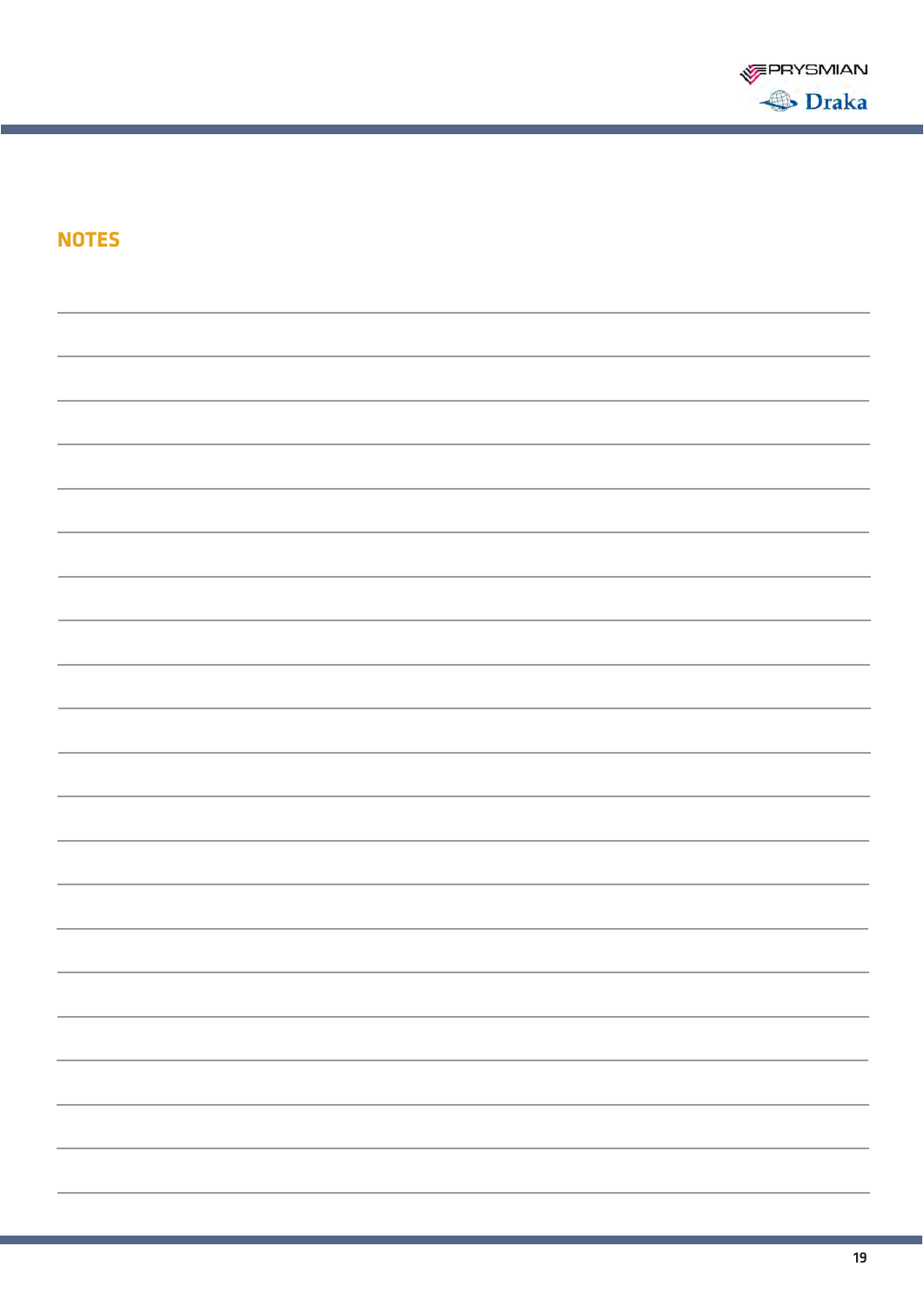## NOTES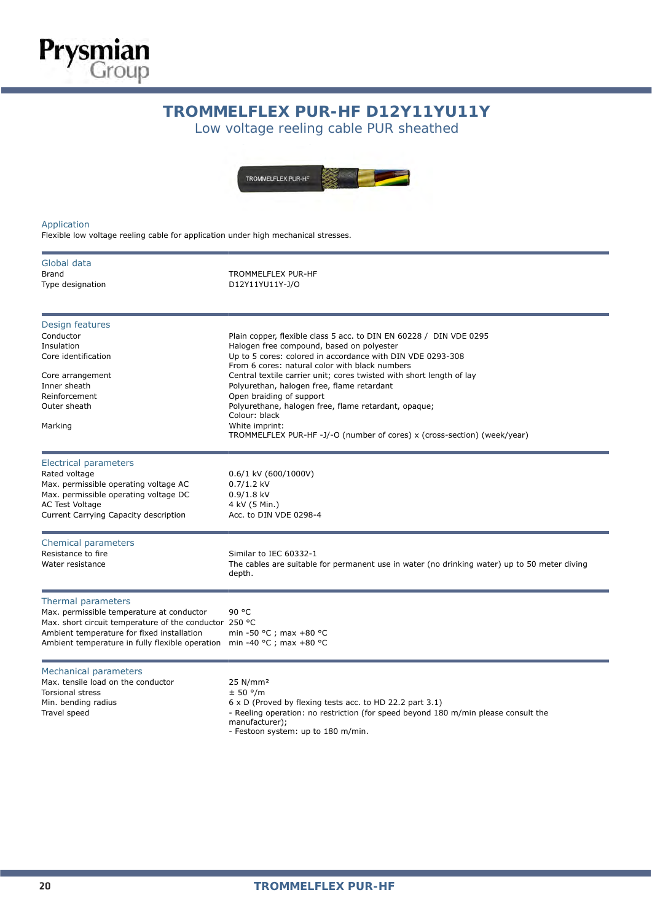# TROMMELFLEX PUR-HF D12Y11YU11Y

Low voltage reeling cable PUR sheathed

## Application

Flexible low voltage reeling cable for application under high mechanical stresses.

## Global data

| | |
|---|---|
| Brand | TROMMELFLEX PUR-HF |
| Type designation | D12Y11YU11Y-J/O |

## Design features

| | |
|---|---|
| Conductor | Plain copper, flexible class 5 acc. to DIN EN 60228 / DIN VDE 0295 |
| Insulation | Halogen free compound, based on polyester |
| Core identification | Up to 5 cores: colored in accordance with DIN VDE 0293-308<br>From 6 cores: natural color with black numbers |
| Core arrangement | Central textile carrier unit; cores twisted with short length of lay |
| Inner sheath | Polyurethan, halogen free, flame retardant |
| Reinforcement | Open braiding of support |
| Outer sheath | Polyurethane, halogen free, flame retardant, opaque;<br>Colour: black |
| Marking | White imprint:<br>TROMMELFLEX PUR-HF -J/-O (number of cores) x (cross-section) (week/year) |

## Electrical parameters

| | |
|---|---|
| Rated voltage | 0.6/1 kV (600/1000V) |
| Max. permissible operating voltage AC | 0.7/1.2 kV |
| Max. permissible operating voltage DC | 0.9/1.8 kV |
| AC Test Voltage | 4 kV (5 Min.) |
| Current Carrying Capacity description | Acc. to DIN VDE 0298-4 |

## Chemical parameters

| | |
|---|---|
| Resistance to fire | Similar to IEC 60332-1 |
| Water resistance | The cables are suitable for permanent use in water (no drinking water) up to 50 meter diving depth. |

## Thermal parameters

| | |
|---|---|
| Max. permissible temperature at conductor | 90 °C |
| Max. short circuit temperature of the conductor | 250 °C |
| Ambient temperature for fixed installation | min -50 °C ; max +80 °C |
| Ambient temperature in fully flexible operation | min -40 °C ; max +80 °C |

## Mechanical parameters

| | |
|---|---|
| Max. tensile load on the conductor | 25 N/mm² |
| Torsional stress | ± 50 °/m |
| Min. bending radius | 6 x D (Proved by flexing tests acc. to HD 22.2 part 3.1) |
| Travel speed | - Reeling operation: no restriction (for speed beyond 180 m/min please consult the manufacturer);<br>- Festoon system: up to 180 m/min. |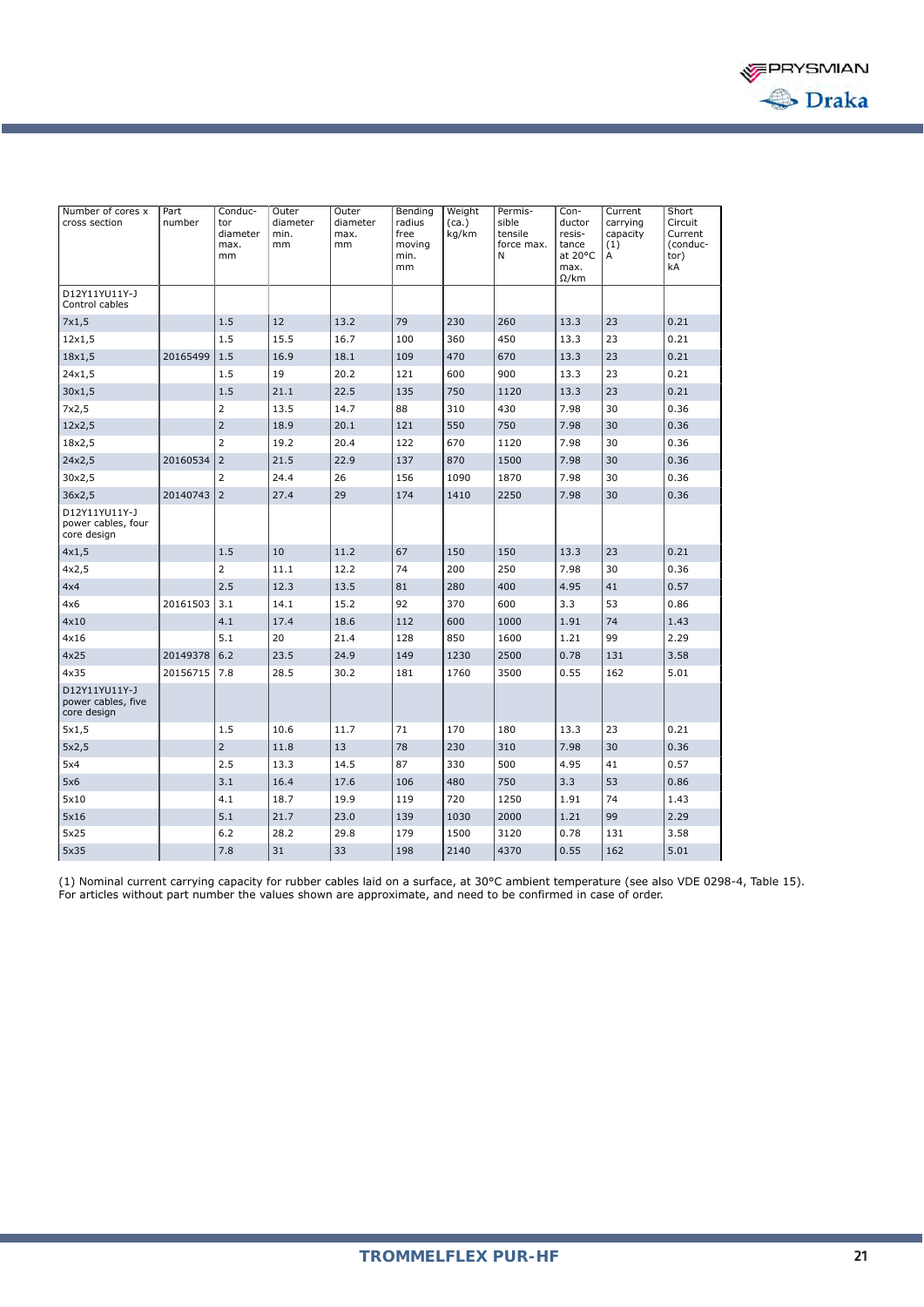| Number of cores x cross section | Part number | Conductor diameter max. mm | Outer diameter min. mm | Outer diameter max. mm | Bending radius free moving min. mm | Weight (ca.) kg/km | Permissible tensile force max. N | Conductor resistance at 20°C max. Ω/km | Current carrying capacity (1) A | Short Circuit Current (conductor) kA |
|---|---|---|---|---|---|---|---|---|---|---|
| D12Y11YU11Y-J Control cables | | | | | | | | | | |
| 7x1,5 | | 1.5 | 12 | 13.2 | 79 | 230 | 260 | 13.3 | 23 | 0.21 |
| 12x1,5 | | 1.5 | 15.5 | 16.7 | 100 | 360 | 450 | 13.3 | 23 | 0.21 |
| 18x1,5 | 20165499 | 1.5 | 16.9 | 18.1 | 109 | 470 | 670 | 13.3 | 23 | 0.21 |
| 24x1,5 | | 1.5 | 19 | 20.2 | 121 | 600 | 900 | 13.3 | 23 | 0.21 |
| 30x1,5 | | 1.5 | 21.1 | 22.5 | 135 | 750 | 1120 | 13.3 | 23 | 0.21 |
| 7x2,5 | | 2 | 13.5 | 14.7 | 88 | 310 | 430 | 7.98 | 30 | 0.36 |
| 12x2,5 | | 2 | 18.9 | 20.1 | 121 | 550 | 750 | 7.98 | 30 | 0.36 |
| 18x2,5 | | 2 | 19.2 | 20.4 | 122 | 670 | 1120 | 7.98 | 30 | 0.36 |
| 24x2,5 | 20160534 | 2 | 21.5 | 22.9 | 137 | 870 | 1500 | 7.98 | 30 | 0.36 |
| 30x2,5 | | 2 | 24.4 | 26 | 156 | 1090 | 1870 | 7.98 | 30 | 0.36 |
| 36x2,5 | 20140743 | 2 | 27.4 | 29 | 174 | 1410 | 2250 | 7.98 | 30 | 0.36 |
| D12Y11YU11Y-J power cables, four core design | | | | | | | | | | |
| 4x1,5 | | 1.5 | 10 | 11.2 | 67 | 150 | 150 | 13.3 | 23 | 0.21 |
| 4x2,5 | | 2 | 11.1 | 12.2 | 74 | 200 | 250 | 7.98 | 30 | 0.36 |
| 4x4 | | 2.5 | 12.3 | 13.5 | 81 | 280 | 400 | 4.95 | 41 | 0.57 |
| 4x6 | 20161503 | 3.1 | 14.1 | 15.2 | 92 | 370 | 600 | 3.3 | 53 | 0.86 |
| 4x10 | | 4.1 | 17.4 | 18.6 | 112 | 600 | 1000 | 1.91 | 74 | 1.43 |
| 4x16 | | 5.1 | 20 | 21.4 | 128 | 850 | 1600 | 1.21 | 99 | 2.29 |
| 4x25 | 20149378 | 6.2 | 23.5 | 24.9 | 149 | 1230 | 2500 | 0.78 | 131 | 3.58 |
| 4x35 | 20156715 | 7.8 | 28.5 | 30.2 | 181 | 1760 | 3500 | 0.55 | 162 | 5.01 |
| D12Y11YU11Y-J power cables, five core design | | | | | | | | | | |
| 5x1,5 | | 1.5 | 10.6 | 11.7 | 71 | 170 | 180 | 13.3 | 23 | 0.21 |
| 5x2,5 | | 2 | 11.8 | 13 | 78 | 230 | 310 | 7.98 | 30 | 0.36 |
| 5x4 | | 2.5 | 13.3 | 14.5 | 87 | 330 | 500 | 4.95 | 41 | 0.57 |
| 5x6 | | 3.1 | 16.4 | 17.6 | 106 | 480 | 750 | 3.3 | 53 | 0.86 |
| 5x10 | | 4.1 | 18.7 | 19.9 | 119 | 720 | 1250 | 1.91 | 74 | 1.43 |
| 5x16 | | 5.1 | 21.7 | 23.0 | 139 | 1030 | 2000 | 1.21 | 99 | 2.29 |
| 5x25 | | 6.2 | 28.2 | 29.8 | 179 | 1500 | 3120 | 0.78 | 131 | 3.58 |
| 5x35 | | 7.8 | 31 | 33 | 198 | 2140 | 4370 | 0.55 | 162 | 5.01 |

(1) Nominal current carrying capacity for rubber cables laid on a surface, at 30°C ambient temperature (see also VDE 0298-4, Table 15).
For articles without part number the values shown are approximate, and need to be confirmed in case of order.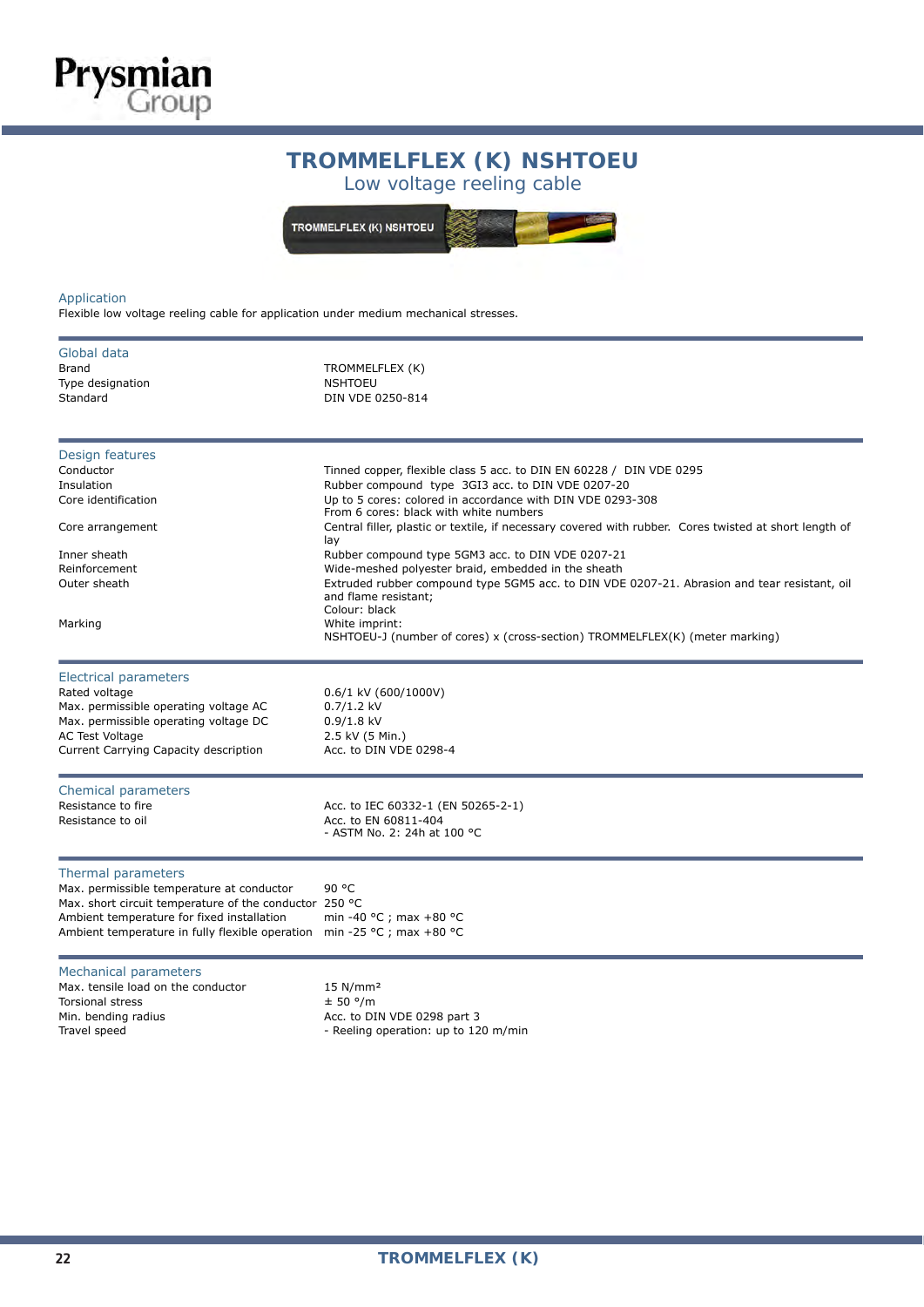# TROMMELFLEX (K) NSHTOEU

## Low voltage reeling cable

### Application

Flexible low voltage reeling cable for application under medium mechanical stresses.

### Global data

| | |
|---|---|
| Brand | TROMMELFLEX (K) |
| Type designation | NSHTOEU |
| Standard | DIN VDE 0250-814 |

### Design features

| | |
|---|---|
| Conductor | Tinned copper, flexible class 5 acc. to DIN EN 60228 / DIN VDE 0295 |
| Insulation | Rubber compound type 3GI3 acc. to DIN VDE 0207-20 |
| Core identification | Up to 5 cores: colored in accordance with DIN VDE 0293-308<br>From 6 cores: black with white numbers |
| Core arrangement | Central filler, plastic or textile, if necessary covered with rubber. Cores twisted at short length of lay |
| Inner sheath | Rubber compound type 5GM3 acc. to DIN VDE 0207-21 |
| Reinforcement | Wide-meshed polyester braid, embedded in the sheath |
| Outer sheath | Extruded rubber compound type 5GM5 acc. to DIN VDE 0207-21. Abrasion and tear resistant, oil and flame resistant;<br>Colour: black |
| Marking | White imprint:<br>NSHTOEU-J (number of cores) x (cross-section) TROMMELFLEX(K) (meter marking) |

### Electrical parameters

| | |
|---|---|
| Rated voltage | 0.6/1 kV (600/1000V) |
| Max. permissible operating voltage AC | 0.7/1.2 kV |
| Max. permissible operating voltage DC | 0.9/1.8 kV |
| AC Test Voltage | 2.5 kV (5 Min.) |
| Current Carrying Capacity description | Acc. to DIN VDE 0298-4 |

### Chemical parameters

| | |
|---|---|
| Resistance to fire | Acc. to IEC 60332-1 (EN 50265-2-1) |
| Resistance to oil | Acc. to EN 60811-404<br>- ASTM No. 2: 24h at 100 °C |

### Thermal parameters

| | |
|---|---|
| Max. permissible temperature at conductor | 90 °C |
| Max. short circuit temperature of the conductor | 250 °C |
| Ambient temperature for fixed installation | min -40 °C ; max +80 °C |
| Ambient temperature in fully flexible operation | min -25 °C ; max +80 °C |

### Mechanical parameters

| | |
|---|---|
| Max. tensile load on the conductor | 15 N/mm² |
| Torsional stress | ± 50 °/m |
| Min. bending radius | Acc. to DIN VDE 0298 part 3 |
| Travel speed | - Reeling operation: up to 120 m/min |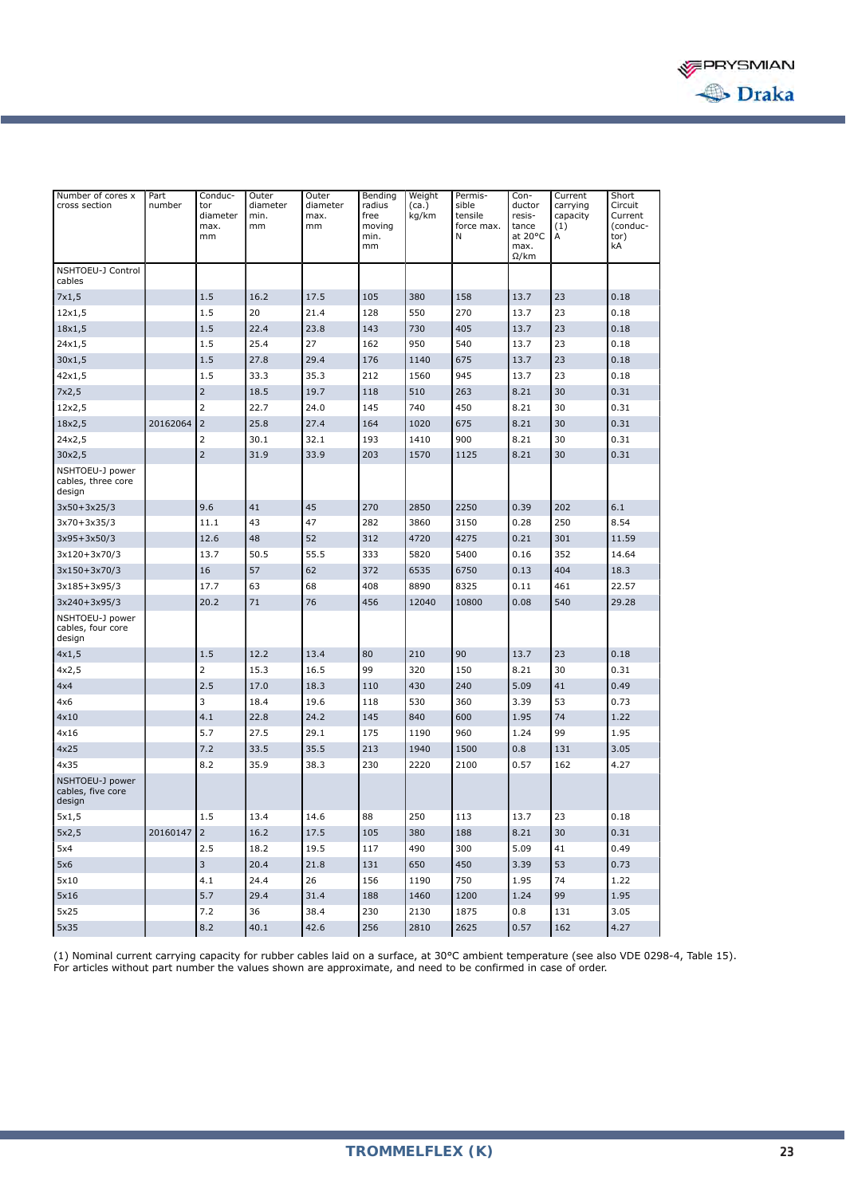| Number of cores x cross section | Part number | Conductor diameter max. mm | Outer diameter min. mm | Outer diameter max. mm | Bending radius free moving min. mm | Weight (ca.) kg/km | Permissible tensile force max. N | Conductor resistance at 20°C max. Ω/km | Current carrying capacity (1) A | Short Circuit Current (conductor) kA |
|---|---|---|---|---|---|---|---|---|---|---|
| NSHTOEU-J Control cables | | | | | | | | | | |
| 7x1,5 | | 1.5 | 16.2 | 17.5 | 105 | 380 | 158 | 13.7 | 23 | 0.18 |
| 12x1,5 | | 1.5 | 20 | 21.4 | 128 | 550 | 270 | 13.7 | 23 | 0.18 |
| 18x1,5 | | 1.5 | 22.4 | 23.8 | 143 | 730 | 405 | 13.7 | 23 | 0.18 |
| 24x1,5 | | 1.5 | 25.4 | 27 | 162 | 950 | 540 | 13.7 | 23 | 0.18 |
| 30x1,5 | | 1.5 | 27.8 | 29.4 | 176 | 1140 | 675 | 13.7 | 23 | 0.18 |
| 42x1,5 | | 1.5 | 33.3 | 35.3 | 212 | 1560 | 945 | 13.7 | 23 | 0.18 |
| 7x2,5 | | 2 | 18.5 | 19.7 | 118 | 510 | 263 | 8.21 | 30 | 0.31 |
| 12x2,5 | | 2 | 22.7 | 24.0 | 145 | 740 | 450 | 8.21 | 30 | 0.31 |
| 18x2,5 | 20162064 | 2 | 25.8 | 27.4 | 164 | 1020 | 675 | 8.21 | 30 | 0.31 |
| 24x2,5 | | 2 | 30.1 | 32.1 | 193 | 1410 | 900 | 8.21 | 30 | 0.31 |
| 30x2,5 | | 2 | 31.9 | 33.9 | 203 | 1570 | 1125 | 8.21 | 30 | 0.31 |
| NSHTOEU-J power cables, three core design | | | | | | | | | | |
| 3x50+3x25/3 | | 9.6 | 41 | 45 | 270 | 2850 | 2250 | 0.39 | 202 | 6.1 |
| 3x70+3x35/3 | | 11.1 | 43 | 47 | 282 | 3860 | 3150 | 0.28 | 250 | 8.54 |
| 3x95+3x50/3 | | 12.6 | 48 | 52 | 312 | 4720 | 4275 | 0.21 | 301 | 11.59 |
| 3x120+3x70/3 | | 13.7 | 50.5 | 55.5 | 333 | 5820 | 5400 | 0.16 | 352 | 14.64 |
| 3x150+3x70/3 | | 16 | 57 | 62 | 372 | 6535 | 6750 | 0.13 | 404 | 18.3 |
| 3x185+3x95/3 | | 17.7 | 63 | 68 | 408 | 8890 | 8325 | 0.11 | 461 | 22.57 |
| 3x240+3x95/3 | | 20.2 | 71 | 76 | 456 | 12040 | 10800 | 0.08 | 540 | 29.28 |
| NSHTOEU-J power cables, four core design | | | | | | | | | | |
| 4x1,5 | | 1.5 | 12.2 | 13.4 | 80 | 210 | 90 | 13.7 | 23 | 0.18 |
| 4x2,5 | | 2 | 15.3 | 16.5 | 99 | 320 | 150 | 8.21 | 30 | 0.31 |
| 4x4 | | 2.5 | 17.0 | 18.3 | 110 | 430 | 240 | 5.09 | 41 | 0.49 |
| 4x6 | | 3 | 18.4 | 19.6 | 118 | 530 | 360 | 3.39 | 53 | 0.73 |
| 4x10 | | 4.1 | 22.8 | 24.2 | 145 | 840 | 600 | 1.95 | 74 | 1.22 |
| 4x16 | | 5.7 | 27.5 | 29.1 | 175 | 1190 | 960 | 1.24 | 99 | 1.95 |
| 4x25 | | 7.2 | 33.5 | 35.5 | 213 | 1940 | 1500 | 0.8 | 131 | 3.05 |
| 4x35 | | 8.2 | 35.9 | 38.3 | 230 | 2220 | 2100 | 0.57 | 162 | 4.27 |
| NSHTOEU-J power cables, five core design | | | | | | | | | | |
| 5x1,5 | | 1.5 | 13.4 | 14.6 | 88 | 250 | 113 | 13.7 | 23 | 0.18 |
| 5x2,5 | 20160147 | 2 | 16.2 | 17.5 | 105 | 380 | 188 | 8.21 | 30 | 0.31 |
| 5x4 | | 2.5 | 18.2 | 19.5 | 117 | 490 | 300 | 5.09 | 41 | 0.49 |
| 5x6 | | 3 | 20.4 | 21.8 | 131 | 650 | 450 | 3.39 | 53 | 0.73 |
| 5x10 | | 4.1 | 24.4 | 26 | 156 | 1190 | 750 | 1.95 | 74 | 1.22 |
| 5x16 | | 5.7 | 29.4 | 31.4 | 188 | 1460 | 1200 | 1.24 | 99 | 1.95 |
| 5x25 | | 7.2 | 36 | 38.4 | 230 | 2130 | 1875 | 0.8 | 131 | 3.05 |
| 5x35 | | 8.2 | 40.1 | 42.6 | 256 | 2810 | 2625 | 0.57 | 162 | 4.27 |

(1) Nominal current carrying capacity for rubber cables laid on a surface, at 30°C ambient temperature (see also VDE 0298-4, Table 15).
For articles without part number the values shown are approximate, and need to be confirmed in case of order.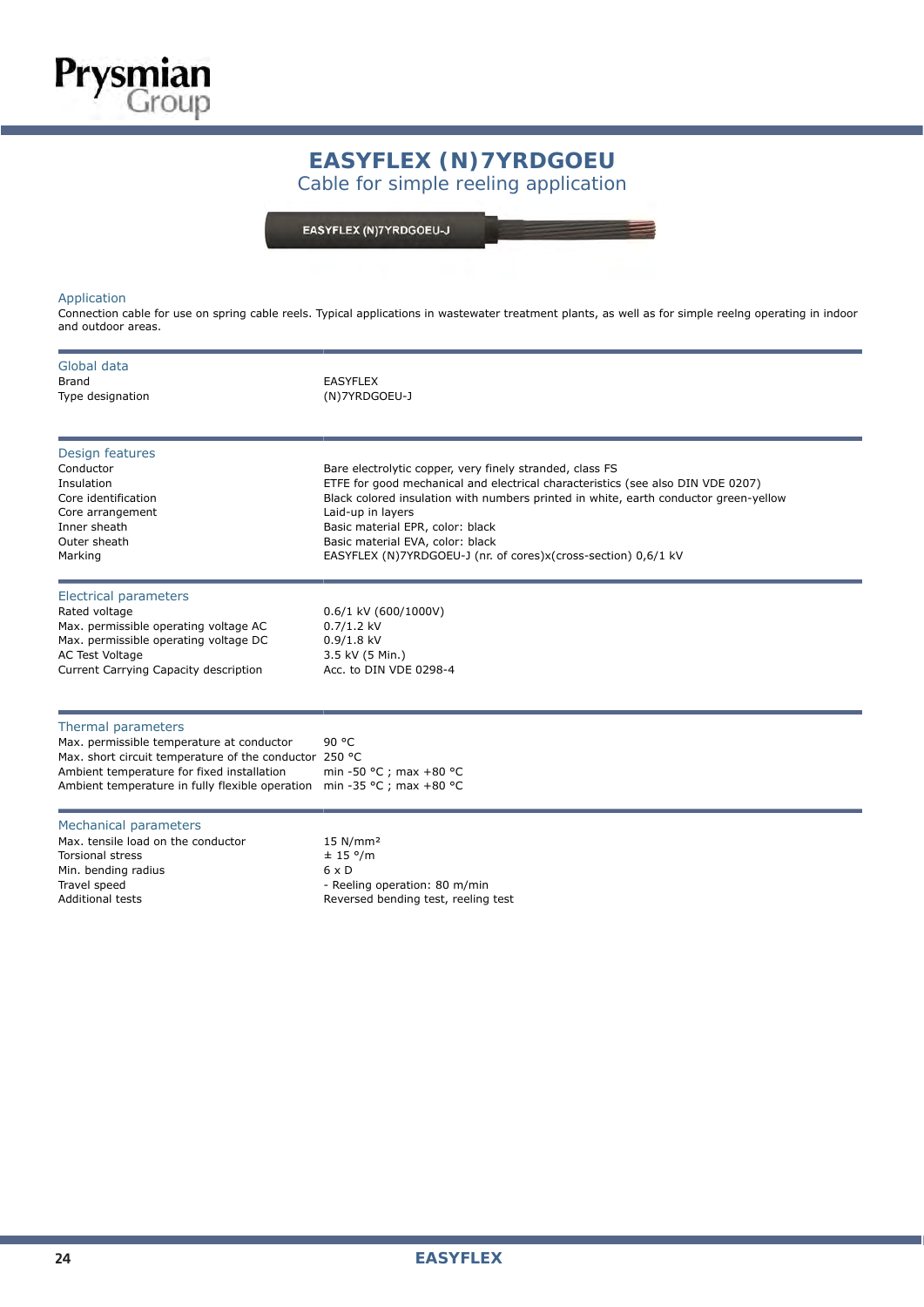# EASYFLEX (N)7YRDGOEU

## Cable for simple reeling application

### Application

Connection cable for use on spring cable reels. Typical applications in wastewater treatment plants, as well as for simple reelng operating in indoor and outdoor areas.

### Global data

| | |
|---|---|
| Brand | EASYFLEX |
| Type designation | (N)7YRDGOEU-J |

### Design features

| | |
|---|---|
| Conductor | Bare electrolytic copper, very finely stranded, class FS |
| Insulation | ETFE for good mechanical and electrical characteristics (see also DIN VDE 0207) |
| Core identification | Black colored insulation with numbers printed in white, earth conductor green-yellow |
| Core arrangement | Laid-up in layers |
| Inner sheath | Basic material EPR, color: black |
| Outer sheath | Basic material EVA, color: black |
| Marking | EASYFLEX (N)7YRDGOEU-J (nr. of cores)x(cross-section) 0,6/1 kV |

### Electrical parameters

| | |
|---|---|
| Rated voltage | 0.6/1 kV (600/1000V) |
| Max. permissible operating voltage AC | 0.7/1.2 kV |
| Max. permissible operating voltage DC | 0.9/1.8 kV |
| AC Test Voltage | 3.5 kV (5 Min.) |
| Current Carrying Capacity description | Acc. to DIN VDE 0298-4 |

### Thermal parameters

| | |
|---|---|
| Max. permissible temperature at conductor | 90 °C |
| Max. short circuit temperature of the conductor | 250 °C |
| Ambient temperature for fixed installation | min -50 °C ; max +80 °C |
| Ambient temperature in fully flexible operation | min -35 °C ; max +80 °C |

### Mechanical parameters

| | |
|---|---|
| Max. tensile load on the conductor | 15 N/mm² |
| Torsional stress | ± 15 °/m |
| Min. bending radius | 6 x D |
| Travel speed | - Reeling operation: 80 m/min |
| Additional tests | Reversed bending test, reeling test |